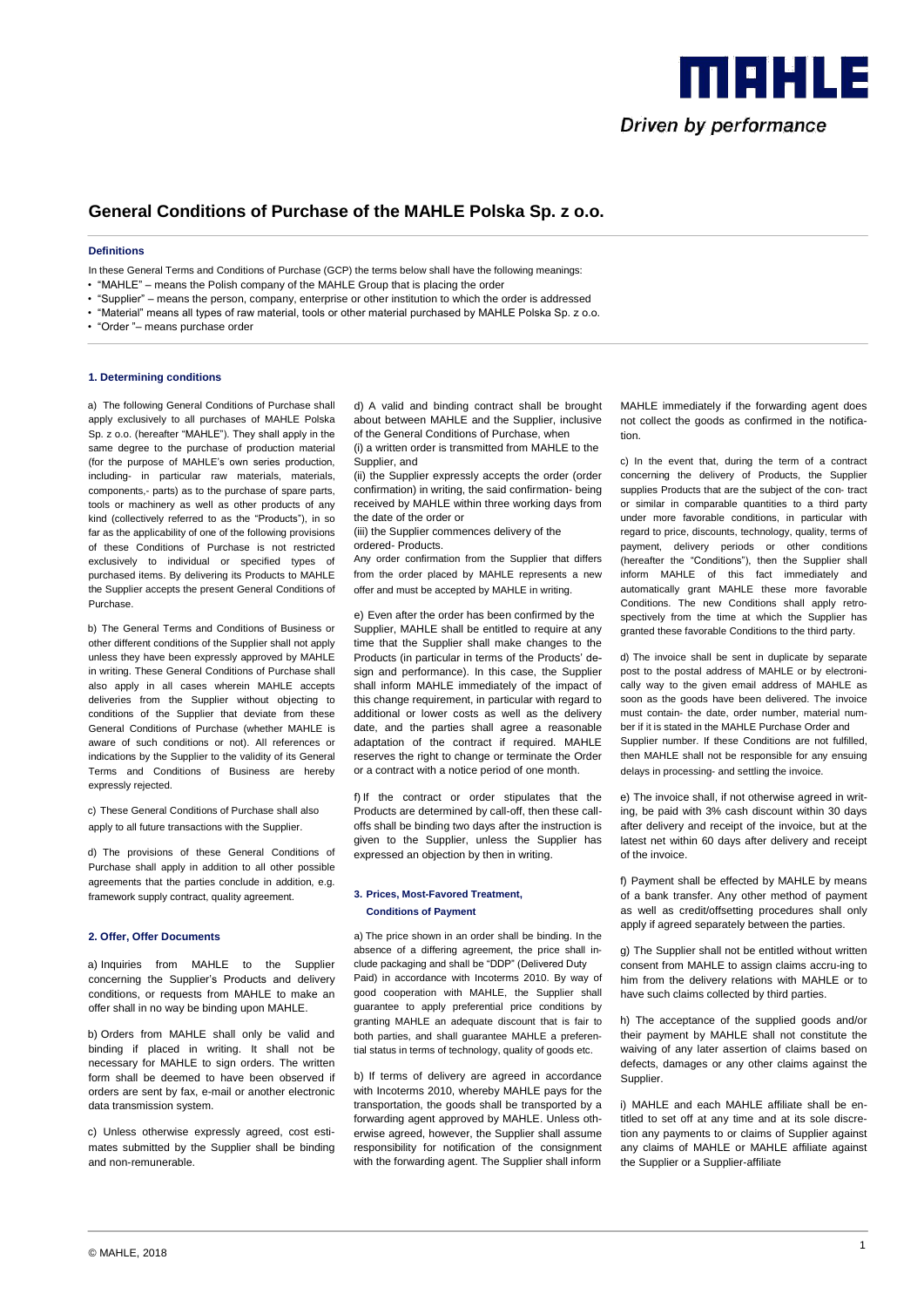# General Conditions of Purchase of the MAHLE Polska Sp. z o.o.

### Definitions

In these General Terms and Conditions of Purchase (GCP) the terms below shall have the following meanings:

- "MAHLE" – means the Polish company of the MAHLE Group that is placing the order
- "Supplier" – means the person, company, enterprise or other institution to which the order is addressed
- "Material" means all types of raw material, tools or other material purchased by MAHLE Polska Sp. z o.o.
- "Order "– means purchase order

### 1. Determining conditions

a) The following General Conditions of Purchase shall apply exclusively to all purchases of MAHLE Polska Sp. z o.o. (hereafter "MAHLE"). They shall apply in the same degree to the purchase of production material (for the purpose of MAHLE's own series production, including- in particular raw materials, materials, components,- parts) as to the purchase of spare parts, tools or machinery as well as other products of any kind (collectively referred to as the "Products"), in so far as the applicability of one of the following provisions of these Conditions of Purchase is not restricted exclusively to individual or specified types of purchased items. By delivering its Products to MAHLE the Supplier accepts the present General Conditions of Purchase.

b) The General Terms and Conditions of Business or other different conditions of the Supplier shall not apply unless they have been expressly approved by MAHLE in writing. These General Conditions of Purchase shall also apply in all cases wherein MAHLE accepts deliveries from the Supplier without objecting to conditions of the Supplier that deviate from these General Conditions of Purchase (whether MAHLE is aware of such conditions or not). All references or indications by the Supplier to the validity of its General Terms and Conditions of Business are hereby expressly rejected.

c) These General Conditions of Purchase shall also apply to all future transactions with the Supplier.

d) The provisions of these General Conditions of Purchase shall apply in addition to all other possible agreements that the parties conclude in addition, e.g. framework supply contract, quality agreement.

### 2. Offer, Offer Documents

a) Inquiries from MAHLE to the Supplier concerning the Supplier's Products and delivery conditions, or requests from MAHLE to make an offer shall in no way be binding upon MAHLE.

b) Orders from MAHLE shall only be valid and binding if placed in writing. It shall not be necessary for MAHLE to sign orders. The written form shall be deemed to have been observed if orders are sent by fax, e-mail or another electronic data transmission system.

c) Unless otherwise expressly agreed, cost estimates submitted by the Supplier shall be binding and non-remunerable.

d) A valid and binding contract shall be brought about between MAHLE and the Supplier, inclusive of the General Conditions of Purchase, when

(i) a written order is transmitted from MAHLE to the Supplier, and

(ii) the Supplier expressly accepts the order (order confirmation) in writing, the said confirmation- being received by MAHLE within three working days from the date of the order or

(iii) the Supplier commences delivery of the ordered- Products.

Any order confirmation from the Supplier that differs from the order placed by MAHLE represents a new offer and must be accepted by MAHLE in writing.

e) Even after the order has been confirmed by the Supplier, MAHLE shall be entitled to require at any time that the Supplier shall make changes to the Products (in particular in terms of the Products' design and performance). In this case, the Supplier shall inform MAHLE immediately of the impact of this change requirement, in particular with regard to additional or lower costs as well as the delivery date, and the parties shall agree a reasonable adaptation of the contract if required. MAHLE reserves the right to change or terminate the Order or a contract with a notice period of one month.

f) If the contract or order stipulates that the Products are determined by call-off, then these call-offs shall be binding two days after the instruction is given to the Supplier, unless the Supplier has expressed an objection by then in writing.

### 3. Prices, Most-Favored Treatment, Conditions of Payment

a) The price shown in an order shall be binding. In the absence of a differing agreement, the price shall include packaging and shall be "DDP" (Delivered Duty Paid) in accordance with Incoterms 2010. By way of good cooperation with MAHLE, the Supplier shall guarantee to apply preferential price conditions by granting MAHLE an adequate discount that is fair to both parties, and shall guarantee MAHLE a preferential status in terms of technology, quality of goods etc.

b) If terms of delivery are agreed in accordance with Incoterms 2010, whereby MAHLE pays for the transportation, the goods shall be transported by a forwarding agent approved by MAHLE. Unless otherwise agreed, however, the Supplier shall assume responsibility for notification of the consignment with the forwarding agent. The Supplier shall inform MAHLE immediately if the forwarding agent does not collect the goods as confirmed in the notification.

c) In the event that, during the term of a contract concerning the delivery of Products, the Supplier supplies Products that are the subject of the con- tract or similar in comparable quantities to a third party under more favorable conditions, in particular with regard to price, discounts, technology, quality, terms of payment, delivery periods or other conditions (hereafter the "Conditions"), then the Supplier shall inform MAHLE of this fact immediately and automatically grant MAHLE these more favorable Conditions. The new Conditions shall apply retrospectively from the time at which the Supplier has granted these favorable Conditions to the third party.

d) The invoice shall be sent in duplicate by separate post to the postal address of MAHLE or by electronically way to the given email address of MAHLE as soon as the goods have been delivered. The invoice must contain- the date, order number, material number if it is stated in the MAHLE Purchase Order and Supplier number. If these Conditions are not fulfilled, then MAHLE shall not be responsible for any ensuing delays in processing- and settling the invoice.

e) The invoice shall, if not otherwise agreed in writing, be paid with 3% cash discount within 30 days after delivery and receipt of the invoice, but at the latest net within 60 days after delivery and receipt of the invoice.

f) Payment shall be effected by MAHLE by means of a bank transfer. Any other method of payment as well as credit/offsetting procedures shall only apply if agreed separately between the parties.

g) The Supplier shall not be entitled without written consent from MAHLE to assign claims accru-ing to him from the delivery relations with MAHLE or to have such claims collected by third parties.

h) The acceptance of the supplied goods and/or their payment by MAHLE shall not constitute the waiving of any later assertion of claims based on defects, damages or any other claims against the Supplier.

i) MAHLE and each MAHLE affiliate shall be entitled to set off at any time and at its sole discretion any payments to or claims of Supplier against any claims of MAHLE or MAHLE affiliate against the Supplier or a Supplier-affiliate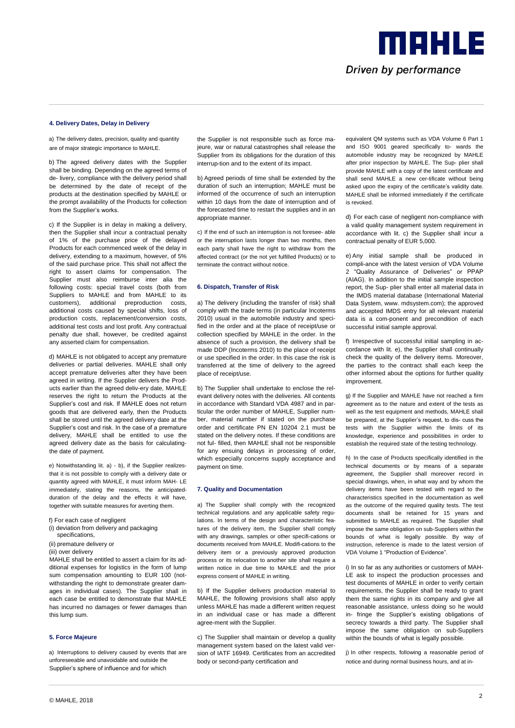## 4. Delivery Dates, Delay in Delivery

a) The delivery dates, precision, quality and quantity are of major strategic importance to MAHLE.

b) The agreed delivery dates with the Supplier shall be binding. Depending on the agreed terms of de- livery, compliance with the delivery period shall be determined by the date of receipt of the products at the destination specified by MAHLE or the prompt availability of the Products for collection from the Supplier's works.

c) If the Supplier is in delay in making a delivery, then the Supplier shall incur a contractual penalty of 1% of the purchase price of the delayed Products for each commenced week of the delay in delivery, extending to a maximum, however, of 5% of the said purchase price. This shall not affect the right to assert claims for compensation. The Supplier must also reimburse inter alia the following costs: special travel costs (both from Suppliers to MAHLE and from MAHLE to its customers), additional preproduction costs, additional costs caused by special shifts, loss of production costs, replacement/conversion costs, additional test costs and lost profit. Any contractual penalty due shall, however, be credited against any asserted claim for compensation.

d) MAHLE is not obligated to accept any premature deliveries or partial deliveries. MAHLE shall only accept premature deliveries after they have been agreed in writing. If the Supplier delivers the Products earlier than the agreed deliv-ery date, MAHLE reserves the right to return the Products at the Supplier's cost and risk. If MAHLE does not return goods that are delivered early, then the Products shall be stored until the agreed delivery date at the Supplier's cost and risk. In the case of a premature delivery, MAHLE shall be entitled to use the agreed delivery date as the basis for calculatingthe date of payment.

e) Notwithstanding lit. a) - b), if the Supplier realizesthat it is not possible to comply with a delivery date or quantity agreed with MAHLE, it must inform MAH- LE immediately, stating the reasons, the anticipatedduration of the delay and the effects it will have, together with suitable measures for averting them.

f) For each case of negligent
(i) deviation from delivery and packaging specifications,
(ii) premature delivery or
(iii) over delivery
MAHLE shall be entitled to assert a claim for its additional expenses for logistics in the form of lump sum compensation amounting to EUR 100 (notwithstanding the right to demonstrate greater damages in individual cases). The Supplier shall in each case be entitled to demonstrate that MAHLE has incurred no damages or fewer damages than this lump sum.

## 5. Force Majeure

a) Interruptions to delivery caused by events that are unforeseeable and unavoidable and outside the Supplier's sphere of influence and for which the Supplier is not responsible such as force majeure, war or natural catastrophes shall release the Supplier from its obligations for the duration of this interrup-tion and to the extent of its impact.

b) Agreed periods of time shall be extended by the duration of such an interruption; MAHLE must be informed of the occurrence of such an interruption within 10 days from the date of interruption and of the forecasted time to restart the supplies and in an appropriate manner.

c) If the end of such an interruption is not foresee- able or the interruption lasts longer than two months, then each party shall have the right to withdraw from the affected contract (or the not yet fulfilled Products) or to terminate the contract without notice.

## 6. Dispatch, Transfer of Risk

a) The delivery (including the transfer of risk) shall comply with the trade terms (in particular Incoterms 2010) usual in the automobile industry and specified in the order and at the place of receipt/use or collection specified by MAHLE in the order. In the absence of such a provision, the delivery shall be made DDP (Incoterms 2010) to the place of receipt or use specified in the order. In this case the risk is transferred at the time of delivery to the agreed place of receipt/use.

b) The Supplier shall undertake to enclose the relevant delivery notes with the deliveries. All contents in accordance with Standard VDA 4987 and in particular the order number of MAHLE, Supplier number, material number if stated on the purchase order and certificate PN EN 10204 2.1 must be stated on the delivery notes. If these conditions are not ful- filled, then MAHLE shall not be responsible for any ensuing delays in processing of order, which especially concerns supply acceptance and payment on time.

## 7. Quality and Documentation

a) The Supplier shall comply with the recognized technical regulations and any applicable safety regulations. In terms of the design and characteristic features of the delivery item, the Supplier shall comply with any drawings, samples or other specifi-cations or documents received from MAHLE. Modifi-cations to the delivery item or a previously approved production process or its relocation to another site shall require a written notice in due time to MAHLE and the prior express consent of MAHLE in writing.

b) If the Supplier delivers production material to MAHLE, the following provisions shall also apply unless MAHLE has made a different written request in an individual case or has made a different agree-ment with the Supplier.

c) The Supplier shall maintain or develop a quality management system based on the latest valid version of IATF 16949. Certificates from an accredited body or second-party certification and equivalent QM systems such as VDA Volume 6 Part 1 and ISO 9001 geared specifically to- wards the automobile industry may be recognized by MAHLE after prior inspection by MAHLE. The Sup- plier shall provide MAHLE with a copy of the latest certificate and shall send MAHLE a new cer-tificate without being asked upon the expiry of the certificate's validity date. MAHLE shall be informed immediately if the certificate is revoked.

d) For each case of negligent non-compliance with a valid quality management system requirement in accordance with lit. c) the Supplier shall incur a contractual penalty of EUR 5,000.

e) Any initial sample shall be produced in compli-ance with the latest version of VDA Volume 2 "Quality Assurance of Deliveries" or PPAP (AIAG). In addition to the initial sample inspection report, the Sup- plier shall enter all material data in the IMDS material database (International Material Data System, www. mdsystem.com); the approved and accepted IMDS entry for all relevant material data is a com-ponent and precondition of each successful initial sample approval.

f) Irrespective of successful initial sampling in accordance with lit. e), the Supplier shall continually check the quality of the delivery items. Moreover, the parties to the contract shall each keep the other informed about the options for further quality improvement.

g) If the Supplier and MAHLE have not reached a firm agreement as to the nature and extent of the tests as well as the test equipment and methods, MAHLE shall be prepared, at the Supplier's request, to dis- cuss the tests with the Supplier within the limits of its knowledge, experience and possibilities in order to establish the required state of the testing technology.

h) In the case of Products specifically identified in the technical documents or by means of a separate agreement, the Supplier shall moreover record in special drawings, when, in what way and by whom the delivery items have been tested with regard to the characteristics specified in the documentation as well as the outcome of the required quality tests. The test documents shall be retained for 15 years and submitted to MAHLE as required. The Supplier shall impose the same obligation on sub-Suppliers within the bounds of what is legally possible. By way of instruction, reference is made to the latest version of VDA Volume 1 "Production of Evidence".

i) In so far as any authorities or customers of MAH- LE ask to inspect the production processes and test documents of MAHLE in order to verify certain requirements, the Supplier shall be ready to grant them the same rights in its company and give all reasonable assistance, unless doing so he would in- fringe the Supplier's existing obligations of secrecy towards a third party. The Supplier shall impose the same obligation on sub-Suppliers within the bounds of what is legally possible.

j) In other respects, following a reasonable period of notice and during normal business hours, and at in-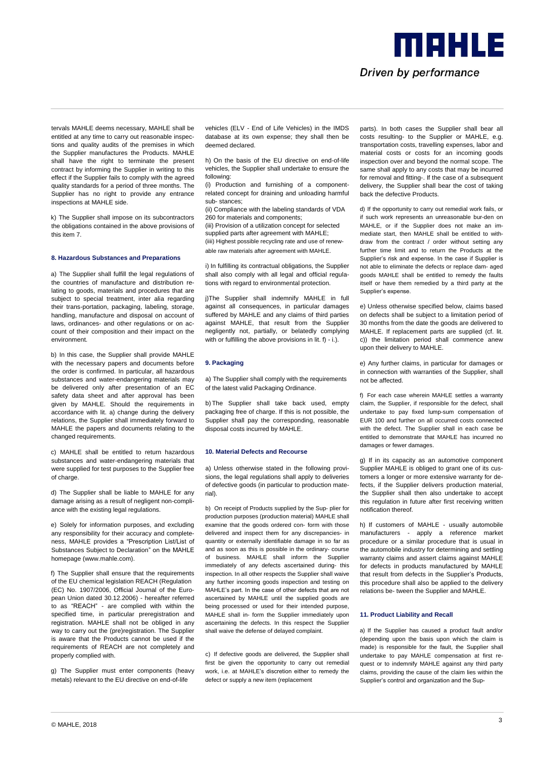tervals MAHLE deems necessary, MAHLE shall be entitled at any time to carry out reasonable inspections and quality audits of the premises in which the Supplier manufactures the Products. MAHLE shall have the right to terminate the present contract by informing the Supplier in writing to this effect if the Supplier fails to comply with the agreed quality standards for a period of three months. The Supplier has no right to provide any entrance inspections at MAHLE side.

k) The Supplier shall impose on its subcontractors the obligations contained in the above provisions of this item 7.

**8. Hazardous Substances and Preparations**

a) The Supplier shall fulfill the legal regulations of the countries of manufacture and distribution relating to goods, materials and procedures that are subject to special treatment, inter alia regarding their trans-portation, packaging, labeling, storage, handling, manufacture and disposal on account of laws, ordinances- and other regulations or on account of their composition and their impact on the environment.

b) In this case, the Supplier shall provide MAHLE with the necessary papers and documents before the order is confirmed. In particular, all hazardous substances and water-endangering materials may be delivered only after presentation of an EC safety data sheet and after approval has been given by MAHLE. Should the requirements in accordance with lit. a) change during the delivery relations, the Supplier shall immediately forward to MAHLE the papers and documents relating to the changed requirements.

c) MAHLE shall be entitled to return hazardous substances and water-endangering materials that were supplied for test purposes to the Supplier free of charge.

d) The Supplier shall be liable to MAHLE for any damage arising as a result of negligent non-compliance with the existing legal regulations.

e) Solely for information purposes, and excluding any responsibility for their accuracy and completeness, MAHLE provides a "Prescription List/List of Substances Subject to Declaration" on the MAHLE homepage (www.mahle.com).

f) The Supplier shall ensure that the requirements of the EU chemical legislation REACH (Regulation (EC) No. 1907/2006, Official Journal of the European Union dated 30.12.2006) - hereafter referred to as "REACH" - are complied with within the specified time, in particular preregistration and registration. MAHLE shall not be obliged in any way to carry out the (pre)registration. The Supplier is aware that the Products cannot be used if the requirements of REACH are not completely and properly complied with.

g) The Supplier must enter components (heavy metals) relevant to the EU directive on end-of-life vehicles (ELV - End of Life Vehicles) in the IMDS database at its own expense; they shall then be deemed declared.

h) On the basis of the EU directive on end-of-life vehicles, the Supplier shall undertake to ensure the following:

(i) Production and furnishing of a component-related concept for draining and unloading harmful sub- stances;

(ii) Compliance with the labeling standards of VDA 260 for materials and components;

(iii) Provision of a utilization concept for selected supplied parts after agreement with MAHLE;

(iiii) Highest possible recycling rate and use of renewable raw materials after agreement with MAHLE.

i) In fulfilling its contractual obligations, the Supplier shall also comply with all legal and official regulations with regard to environmental protection.

j)The Supplier shall indemnify MAHLE in full against all consequences, in particular damages suffered by MAHLE and any claims of third parties against MAHLE, that result from the Supplier negligently not, partially, or belatedly complying with or fulfilling the above provisions in lit. f) - i.).

**9. Packaging**

a) The Supplier shall comply with the requirements of the latest valid Packaging Ordinance.

b) The Supplier shall take back used, empty packaging free of charge. If this is not possible, the Supplier shall pay the corresponding, reasonable disposal costs incurred by MAHLE.

**10. Material Defects and Recourse**

a) Unless otherwise stated in the following provisions, the legal regulations shall apply to deliveries of defective goods (in particular to production material).

b) On receipt of Products supplied by the Sup- plier for production purposes (production material) MAHLE shall examine that the goods ordered con- form with those delivered and inspect them for any discrepancies- in quantity or externally identifiable damage in so far as and as soon as this is possible in the ordinary- course of business. MAHLE shall inform the Supplier immediately of any defects ascertained during- this inspection. In all other respects the Supplier shall waive any further incoming goods inspection and testing on MAHLE's part. In the case of other defects that are not ascertained by MAHLE until the supplied goods are being processed or used for their intended purpose, MAHLE shall in- form the Supplier immediately upon ascertaining the defects. In this respect the Supplier shall waive the defense of delayed complaint.

c) If defective goods are delivered, the Supplier shall first be given the opportunity to carry out remedial work, i.e. at MAHLE's discretion either to remedy the defect or supply a new item (replacement parts). In both cases the Supplier shall bear all costs resulting- to the Supplier or MAHLE, e.g. transportation costs, travelling expenses, labor and material costs or costs for an incoming goods inspection over and beyond the normal scope. The same shall apply to any costs that may be incurred for removal and fitting-. If the case of a subsequent delivery, the Supplier shall bear the cost of taking back the defective Products.

d) If the opportunity to carry out remedial work fails, or if such work represents an unreasonable bur-den on MAHLE, or if the Supplier does not make an immediate start, then MAHLE shall be entitled to withdraw from the contract / order without setting any further time limit and to return the Products at the Supplier's risk and expense. In the case if Supplier is not able to eliminate the defects or replace dam- aged goods MAHLE shall be entitled to remedy the faults itself or have them remedied by a third party at the Supplier's expense.

e) Unless otherwise specified below, claims based on defects shall be subject to a limitation period of 30 months from the date the goods are delivered to MAHLE. If replacement parts are supplied (cf. lit. c)) the limitation period shall commence anew upon their delivery to MAHLE.

e) Any further claims, in particular for damages or in connection with warranties of the Supplier, shall not be affected.

f) For each case wherein MAHLE settles a warranty claim, the Supplier, if responsible for the defect, shall undertake to pay fixed lump-sum compensation of EUR 100 and further on all occurred costs connected with the defect. The Supplier shall in each case be entitled to demonstrate that MAHLE has incurred no damages or fewer damages.

g) If in its capacity as an automotive component Supplier MAHLE is obliged to grant one of its customers a longer or more extensive warranty for defects, if the Supplier delivers production material, the Supplier shall then also undertake to accept this regulation in future after first receiving written notification thereof.

h) If customers of MAHLE - usually automobile manufacturers - apply a reference market procedure or a similar procedure that is usual in the automobile industry for determining and settling warranty claims and assert claims against MAHLE for defects in products manufactured by MAHLE that result from defects in the Supplier's Products, this procedure shall also be applied to the delivery relations be- tween the Supplier and MAHLE.

**11. Product Liability and Recall**

a) If the Supplier has caused a product fault and/or (depending upon the basis upon which the claim is made) is responsible for the fault, the Supplier shall undertake to pay MAHLE compensation at first request or to indemnify MAHLE against any third party claims, providing the cause of the claim lies within the Supplier's control and organization and the Sup-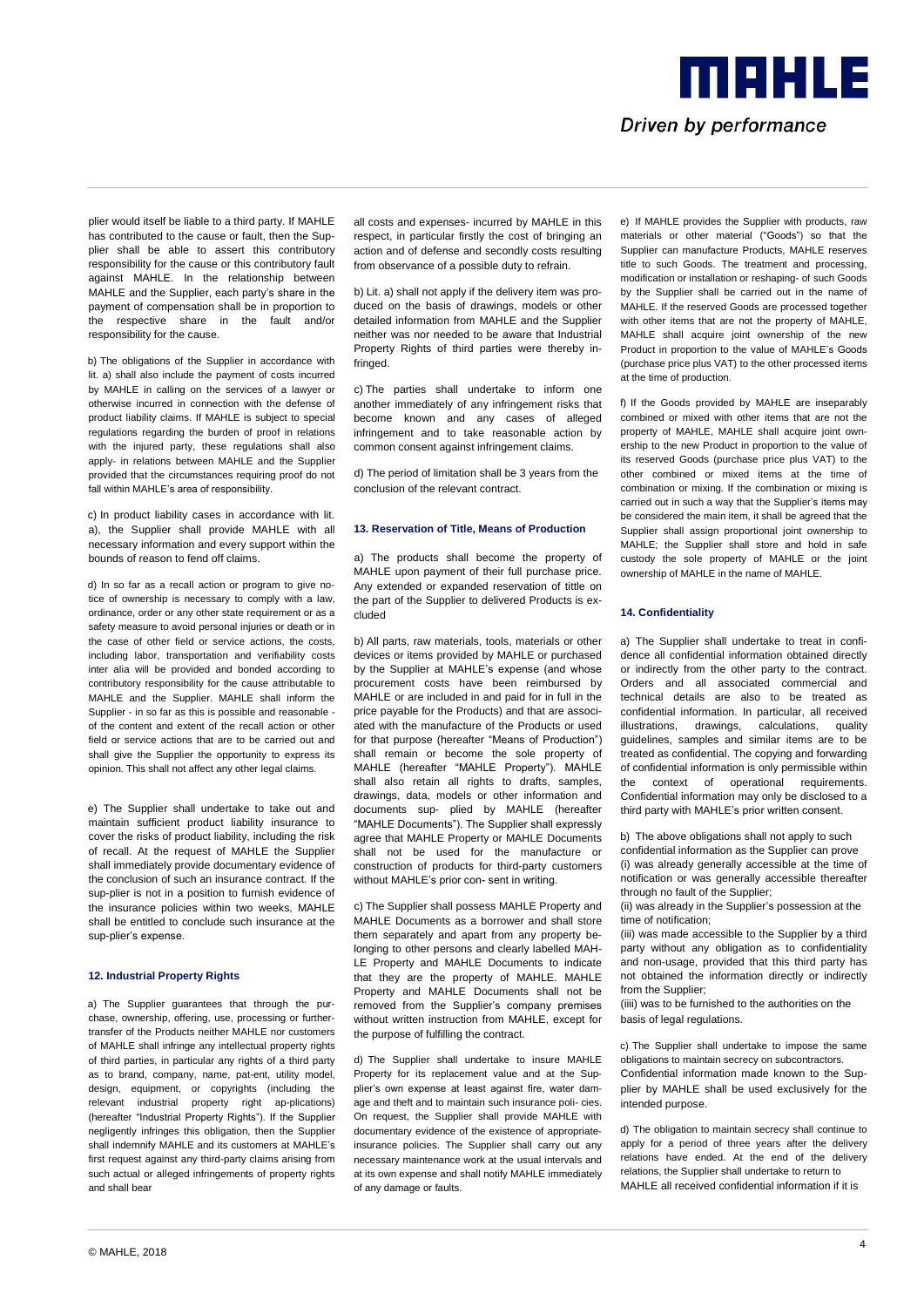plier would itself be liable to a third party. If MAHLE has contributed to the cause or fault, then the Supplier shall be able to assert this contributory responsibility for the cause or this contributory fault against MAHLE. In the relationship between MAHLE and the Supplier, each party's share in the payment of compensation shall be in proportion to the respective share in the fault and/or responsibility for the cause.

b) The obligations of the Supplier in accordance with lit. a) shall also include the payment of costs incurred by MAHLE in calling on the services of a lawyer or otherwise incurred in connection with the defense of product liability claims. If MAHLE is subject to special regulations regarding the burden of proof in relations with the injured party, these regulations shall also apply- in relations between MAHLE and the Supplier provided that the circumstances requiring proof do not fall within MAHLE's area of responsibility.

c) In product liability cases in accordance with lit. a), the Supplier shall provide MAHLE with all necessary information and every support within the bounds of reason to fend off claims.

d) In so far as a recall action or program to give notice of ownership is necessary to comply with a law, ordinance, order or any other state requirement or as a safety measure to avoid personal injuries or death or in the case of other field or service actions, the costs, including labor, transportation and verifiability costs inter alia will be provided and bonded according to contributory responsibility for the cause attributable to MAHLE and the Supplier. MAHLE shall inform the Supplier - in so far as this is possible and reasonable - of the content and extent of the recall action or other field or service actions that are to be carried out and shall give the Supplier the opportunity to express its opinion. This shall not affect any other legal claims.

e) The Supplier shall undertake to take out and maintain sufficient product liability insurance to cover the risks of product liability, including the risk of recall. At the request of MAHLE the Supplier shall immediately provide documentary evidence of the conclusion of such an insurance contract. If the supplier is not in a position to furnish evidence of the insurance policies within two weeks, MAHLE shall be entitled to conclude such insurance at the supplier's expense.

#### 12. Industrial Property Rights

a) The Supplier guarantees that through the purchase, ownership, offering, use, processing or further-transfer of the Products neither MAHLE nor customers of MAHLE shall infringe any intellectual property rights of third parties, in particular any rights of a third party as to brand, company, name, patent, utility model, design, equipment, or copyrights (including the relevant industrial property right applications) (hereafter "Industrial Property Rights"). If the Supplier negligently infringes this obligation, then the Supplier shall indemnify MAHLE and its customers at MAHLE's first request against any third-party claims arising from such actual or alleged infringements of property rights and shall bear all costs and expenses- incurred by MAHLE in this respect, in particular firstly the cost of bringing an action and of defense and secondly costs resulting from observance of a possible duty to refrain.

b) Lit. a) shall not apply if the delivery item was produced on the basis of drawings, models or other detailed information from MAHLE and the Supplier neither was nor needed to be aware that Industrial Property Rights of third parties were thereby infringed.

c) The parties shall undertake to inform one another immediately of any infringement risks that become known and any cases of alleged infringement and to take reasonable action by common consent against infringement claims.

d) The period of limitation shall be 3 years from the conclusion of the relevant contract.

#### 13. Reservation of Title, Means of Production

a) The products shall become the property of MAHLE upon payment of their full purchase price. Any extended or expanded reservation of tittle on the part of the Supplier to delivered Products is excluded

b) All parts, raw materials, tools, materials or other devices or items provided by MAHLE or purchased by the Supplier at MAHLE's expense (and whose procurement costs have been reimbursed by MAHLE or are included in and paid for in full in the price payable for the Products) and that are associated with the manufacture of the Products or used for that purpose (hereafter "Means of Production") shall remain or become the sole property of MAHLE (hereafter "MAHLE Property"). MAHLE shall also retain all rights to drafts, samples, drawings, data, models or other information and documents supplied by MAHLE (hereafter "MAHLE Documents"). The Supplier shall expressly agree that MAHLE Property or MAHLE Documents shall not be used for the manufacture or construction of products for third-party customers without MAHLE's prior consent in writing.

c) The Supplier shall possess MAHLE Property and MAHLE Documents as a borrower and shall store them separately and apart from any property belonging to other persons and clearly labelled MAHLE Property and MAHLE Documents to indicate that they are the property of MAHLE. MAHLE Property and MAHLE Documents shall not be removed from the Supplier's company premises without written instruction from MAHLE, except for the purpose of fulfilling the contract.

d) The Supplier shall undertake to insure MAHLE Property for its replacement value and at the Supplier's own expense at least against fire, water damage and theft and to maintain such insurance policies. On request, the Supplier shall provide MAHLE with documentary evidence of the existence of appropriate-insurance policies. The Supplier shall carry out any necessary maintenance work at the usual intervals and at its own expense and shall notify MAHLE immediately of any damage or faults.

e) If MAHLE provides the Supplier with products, raw materials or other material ("Goods") so that the Supplier can manufacture Products, MAHLE reserves title to such Goods. The treatment and processing, modification or installation or reshaping- of such Goods by the Supplier shall be carried out in the name of MAHLE. If the reserved Goods are processed together with other items that are not the property of MAHLE, MAHLE shall acquire joint ownership of the new Product in proportion to the value of MAHLE's Goods (purchase price plus VAT) to the other processed items at the time of production.

f) If the Goods provided by MAHLE are inseparably combined or mixed with other items that are not the property of MAHLE, MAHLE shall acquire joint ownership to the new Product in proportion to the value of its reserved Goods (purchase price plus VAT) to the other combined or mixed items at the time of combination or mixing. If the combination or mixing is carried out in such a way that the Supplier's items may be considered the main item, it shall be agreed that the Supplier shall assign proportional joint ownership to MAHLE; the Supplier shall store and hold in safe custody the sole property of MAHLE or the joint ownership of MAHLE in the name of MAHLE.

#### 14. Confidentiality

a) The Supplier shall undertake to treat in confidence all confidential information obtained directly or indirectly from the other party to the contract. Orders and all associated commercial and technical details are also to be treated as confidential information. In particular, all received illustrations, drawings, calculations, quality guidelines, samples and similar items are to be treated as confidential. The copying and forwarding of confidential information is only permissible within the context of operational requirements. Confidential information may only be disclosed to a third party with MAHLE's prior written consent.

b) The above obligations shall not apply to such confidential information as the Supplier can prove
(i) was already generally accessible at the time of notification or was generally accessible thereafter through no fault of the Supplier;
(ii) was already in the Supplier's possession at the time of notification;
(iii) was made accessible to the Supplier by a third party without any obligation as to confidentiality and non-usage, provided that this third party has not obtained the information directly or indirectly from the Supplier;
(iiii) was to be furnished to the authorities on the basis of legal regulations.

c) The Supplier shall undertake to impose the same obligations to maintain secrecy on subcontractors. Confidential information made known to the Supplier by MAHLE shall be used exclusively for the intended purpose.

d) The obligation to maintain secrecy shall continue to apply for a period of three years after the delivery relations have ended. At the end of the delivery relations, the Supplier shall undertake to return to MAHLE all received confidential information if it is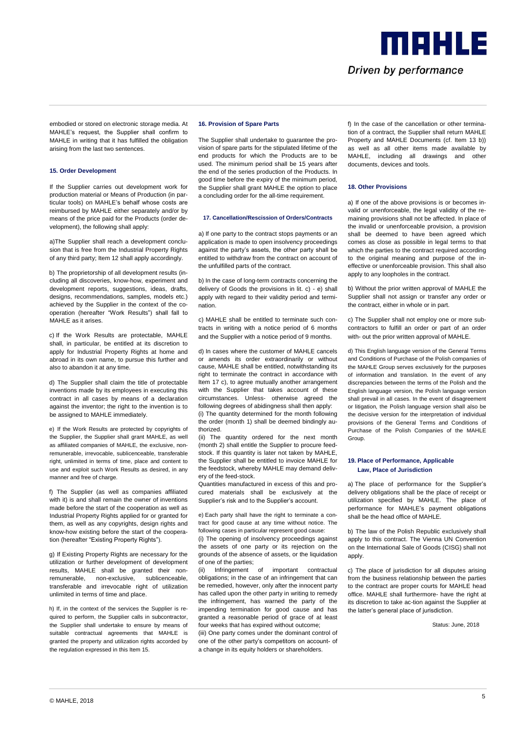embodied or stored on electronic storage media. At MAHLE's request, the Supplier shall confirm to MAHLE in writing that it has fulfilled the obligation arising from the last two sentences.

### 15. Order Development

If the Supplier carries out development work for production material or Means of Production (in particular tools) on MAHLE's behalf whose costs are reimbursed by MAHLE either separately and/or by means of the price paid for the Products (order development), the following shall apply:

a)The Supplier shall reach a development conclusion that is free from the Industrial Property Rights of any third party; Item 12 shall apply accordingly.

b) The proprietorship of all development results (including all discoveries, know-how, experiment and development reports, suggestions, ideas, drafts, designs, recommendations, samples, models etc.) achieved by the Supplier in the context of the cooperation (hereafter "Work Results") shall fall to MAHLE as it arises.

c) If the Work Results are protectable, MAHLE shall, in particular, be entitled at its discretion to apply for Industrial Property Rights at home and abroad in its own name, to pursue this further and also to abandon it at any time.

d) The Supplier shall claim the title of protectable inventions made by its employees in executing this contract in all cases by means of a declaration against the inventor; the right to the invention is to be assigned to MAHLE immediately.

e) If the Work Results are protected by copyrights of the Supplier, the Supplier shall grant MAHLE, as well as affiliated companies of MAHLE, the exclusive, non-remunerable, irrevocable, sublicenceable, transferable right, unlimited in terms of time, place and content to use and exploit such Work Results as desired, in any manner and free of charge.

f) The Supplier (as well as companies affiliated with it) is and shall remain the owner of inventions made before the start of the cooperation as well as Industrial Property Rights applied for or granted for them, as well as any copyrights, design rights and know-how existing before the start of the cooperation (hereafter "Existing Property Rights").

g) If Existing Property Rights are necessary for the utilization or further development of development results, MAHLE shall be granted their non-remunerable, non-exclusive, sublicenceable, transferable and irrevocable right of utilization unlimited in terms of time and place.

h) If, in the context of the services the Supplier is required to perform, the Supplier calls in subcontractor, the Supplier shall undertake to ensure by means of suitable contractual agreements that MAHLE is granted the property and utilization rights accorded by the regulation expressed in this Item 15.

### 16. Provision of Spare Parts

The Supplier shall undertake to guarantee the provision of spare parts for the stipulated lifetime of the end products for which the Products are to be used. The minimum period shall be 15 years after the end of the series production of the Products. In good time before the expiry of the minimum period, the Supplier shall grant MAHLE the option to place a concluding order for the all-time requirement.

### 17. Cancellation/Rescission of Orders/Contracts

a) If one party to the contract stops payments or an application is made to open insolvency proceedings against the party's assets, the other party shall be entitled to withdraw from the contract on account of the unfulfilled parts of the contract.

b) In the case of long-term contracts concerning the delivery of Goods the provisions in lit. c) - e) shall apply with regard to their validity period and termination.

c) MAHLE shall be entitled to terminate such contracts in writing with a notice period of 6 months and the Supplier with a notice period of 9 months.

d) In cases where the customer of MAHLE cancels or amends its order extraordinarily or without cause, MAHLE shall be entitled, notwithstanding its right to terminate the contract in accordance with Item 17 c), to agree mutually another arrangement with the Supplier that takes account of these circumstances. Unless- otherwise agreed the following degrees of abidingness shall then apply:
(i) The quantity determined for the month following the order (month 1) shall be deemed bindingly authorized.
(ii) The quantity ordered for the next month (month 2) shall entitle the Supplier to procure feedstock. If this quantity is later not taken by MAHLE, the Supplier shall be entitled to invoice MAHLE for the feedstock, whereby MAHLE may demand delivery of the feed-stock.
Quantities manufactured in excess of this and procured materials shall be exclusively at the Supplier's risk and to the Supplier's account.

e) Each party shall have the right to terminate a contract for good cause at any time without notice. The following cases in particular represent good cause:
(i) The opening of insolvency proceedings against the assets of one party or its rejection on the grounds of the absence of assets, or the liquidation of one of the parties;
(ii) Infringement of important contractual obligations; in the case of an infringement that can be remedied, however, only after the innocent party has called upon the other party in writing to remedy the infringement, has warned the party of the impending termination for good cause and has granted a reasonable period of grace of at least four weeks that has expired without outcome;
(iii) One party comes under the dominant control of one of the other party's competitors on account- of a change in its equity holders or shareholders.

f) In the case of the cancellation or other termination of a contract, the Supplier shall return MAHLE Property and MAHLE Documents (cf. Item 13 b)) as well as all other items made available by MAHLE, including all drawings and other documents, devices and tools.

### 18. Other Provisions

a) If one of the above provisions is or becomes invalid or unenforceable, the legal validity of the remaining provisions shall not be affected. In place of the invalid or unenforceable provision, a provision shall be deemed to have been agreed which comes as close as possible in legal terms to that which the parties to the contract required according to the original meaning and purpose of the ineffective or unenforceable provision. This shall also apply to any loopholes in the contract.

b) Without the prior written approval of MAHLE the Supplier shall not assign or transfer any order or the contract, either in whole or in part.

c) The Supplier shall not employ one or more subcontractors to fulfill an order or part of an order with- out the prior written approval of MAHLE.

d) This English language version of the General Terms and Conditions of Purchase of the Polish companies of the MAHLE Group serves exclusively for the purposes of information and translation. In the event of any discrepancies between the terms of the Polish and the English language version, the Polish language version shall prevail in all cases. In the event of disagreement or litigation, the Polish language version shall also be the decisive version for the interpretation of individual provisions of the General Terms and Conditions of Purchase of the Polish Companies of the MAHLE Group.

### 19. Place of Performance, Applicable Law, Place of Jurisdiction

a) The place of performance for the Supplier's delivery obligations shall be the place of receipt or utilization specified by MAHLE. The place of performance for MAHLE's payment obligations shall be the head office of MAHLE.

b) The law of the Polish Republic exclusively shall apply to this contract. The Vienna UN Convention on the International Sale of Goods (CISG) shall not apply.

c) The place of jurisdiction for all disputes arising from the business relationship between the parties to the contract are proper courts for MAHLE head office. MAHLE shall furthermore- have the right at its discretion to take ac-tion against the Supplier at the latter's general place of jurisdiction.

Status: June, 2018